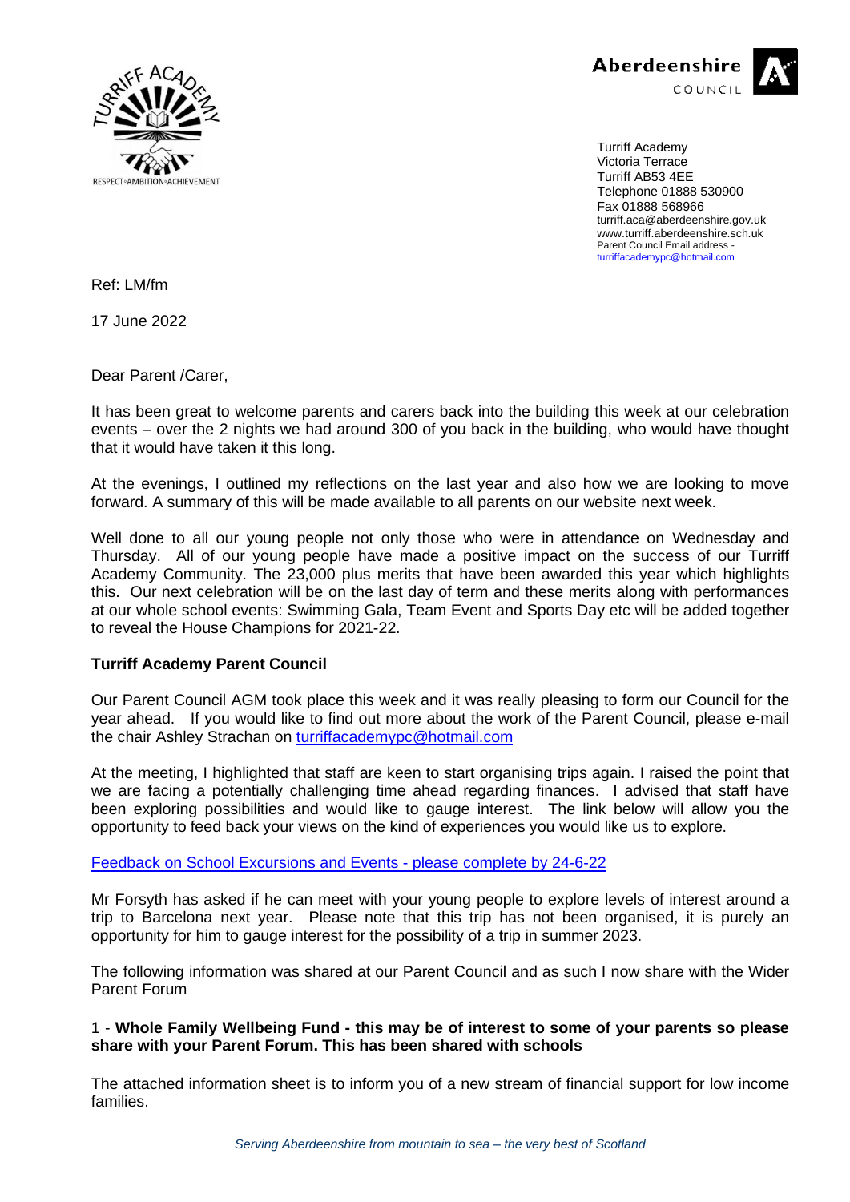RESPECT•AMBITION•ACHIEVEMENT

Aberdeenshire COUNCIL

Turriff Academy
Victoria Terrace
Turriff AB53 4EE
Telephone 01888 530900
Fax 01888 568966
turriff.aca@aberdeenshire.gov.uk
www.turriff.aberdeenshire.sch.uk
Parent Council Email address - turriffacademypc@hotmail.com

Ref: LM/fm

17 June 2022

Dear Parent /Carer,

It has been great to welcome parents and carers back into the building this week at our celebration events – over the 2 nights we had around 300 of you back in the building, who would have thought that it would have taken it this long.

At the evenings, I outlined my reflections on the last year and also how we are looking to move forward. A summary of this will be made available to all parents on our website next week.

Well done to all our young people not only those who were in attendance on Wednesday and Thursday. All of our young people have made a positive impact on the success of our Turriff Academy Community. The 23,000 plus merits that have been awarded this year which highlights this. Our next celebration will be on the last day of term and these merits along with performances at our whole school events: Swimming Gala, Team Event and Sports Day etc will be added together to reveal the House Champions for 2021-22.

**Turriff Academy Parent Council**

Our Parent Council AGM took place this week and it was really pleasing to form our Council for the year ahead. If you would like to find out more about the work of the Parent Council, please e-mail the chair Ashley Strachan on turriffacademypc@hotmail.com

At the meeting, I highlighted that staff are keen to start organising trips again. I raised the point that we are facing a potentially challenging time ahead regarding finances. I advised that staff have been exploring possibilities and would like to gauge interest. The link below will allow you the opportunity to feed back your views on the kind of experiences you would like us to explore.

Feedback on School Excursions and Events - please complete by 24-6-22

Mr Forsyth has asked if he can meet with your young people to explore levels of interest around a trip to Barcelona next year. Please note that this trip has not been organised, it is purely an opportunity for him to gauge interest for the possibility of a trip in summer 2023.

The following information was shared at our Parent Council and as such I now share with the Wider Parent Forum

1 - **Whole Family Wellbeing Fund - this may be of interest to some of your parents so please share with your Parent Forum. This has been shared with schools**

The attached information sheet is to inform you of a new stream of financial support for low income families.

*Serving Aberdeenshire from mountain to sea – the very best of Scotland*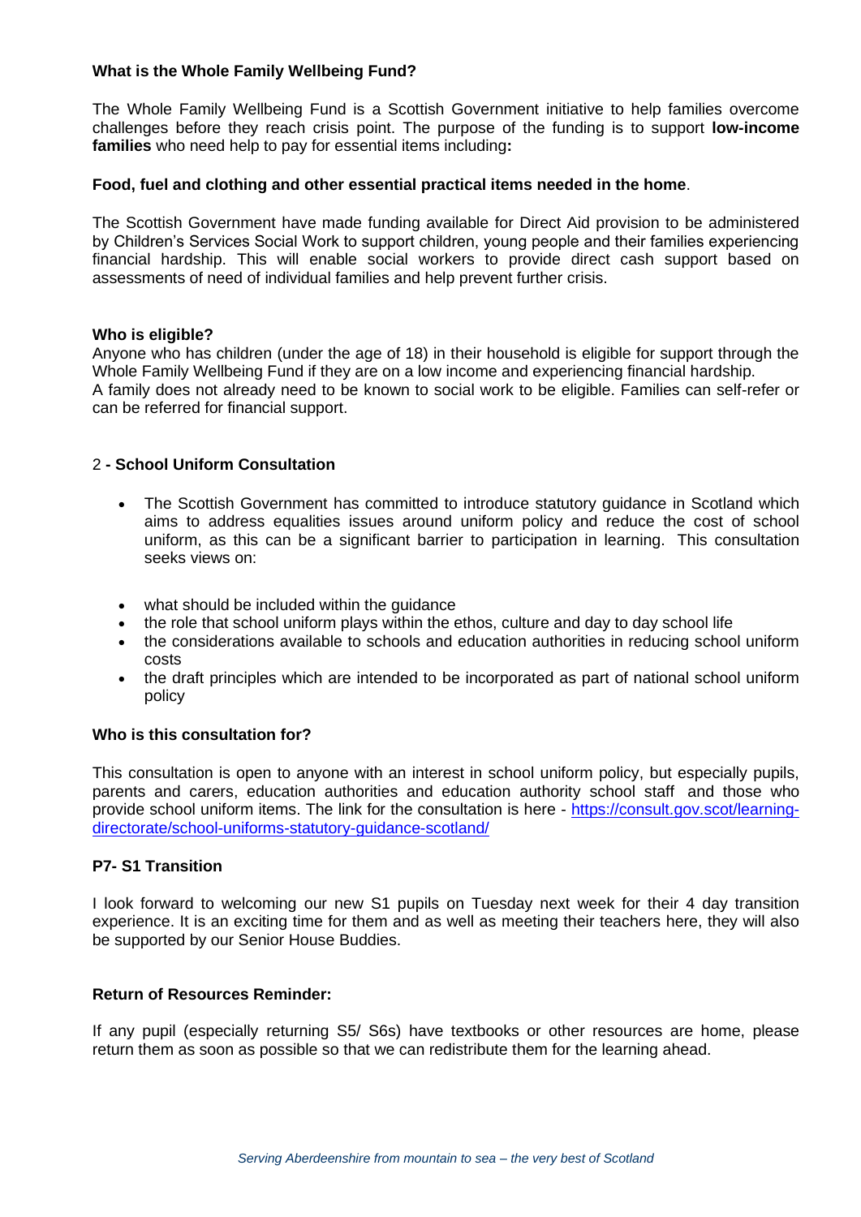**What is the Whole Family Wellbeing Fund?**

The Whole Family Wellbeing Fund is a Scottish Government initiative to help families overcome challenges before they reach crisis point. The purpose of the funding is to support **low-income families** who need help to pay for essential items including**:**

**Food, fuel and clothing and other essential practical items needed in the home**.

The Scottish Government have made funding available for Direct Aid provision to be administered by Children's Services Social Work to support children, young people and their families experiencing financial hardship. This will enable social workers to provide direct cash support based on assessments of need of individual families and help prevent further crisis.

**Who is eligible?**

Anyone who has children (under the age of 18) in their household is eligible for support through the Whole Family Wellbeing Fund if they are on a low income and experiencing financial hardship.
A family does not already need to be known to social work to be eligible. Families can self-refer or can be referred for financial support.

2 **- School Uniform Consultation**

- The Scottish Government has committed to introduce statutory guidance in Scotland which aims to address equalities issues around uniform policy and reduce the cost of school uniform, as this can be a significant barrier to participation in learning. This consultation seeks views on:

- what should be included within the guidance
- the role that school uniform plays within the ethos, culture and day to day school life
- the considerations available to schools and education authorities in reducing school uniform costs
- the draft principles which are intended to be incorporated as part of national school uniform policy

**Who is this consultation for?**

This consultation is open to anyone with an interest in school uniform policy, but especially pupils, parents and carers, education authorities and education authority school staff and those who provide school uniform items. The link for the consultation is here - [https://consult.gov.scot/learning-directorate/school-uniforms-statutory-guidance-scotland/](https://consult.gov.scot/learning-directorate/school-uniforms-statutory-guidance-scotland/)

**P7- S1 Transition**

I look forward to welcoming our new S1 pupils on Tuesday next week for their 4 day transition experience. It is an exciting time for them and as well as meeting their teachers here, they will also be supported by our Senior House Buddies.

**Return of Resources Reminder:**

If any pupil (especially returning S5/ S6s) have textbooks or other resources are home, please return them as soon as possible so that we can redistribute them for the learning ahead.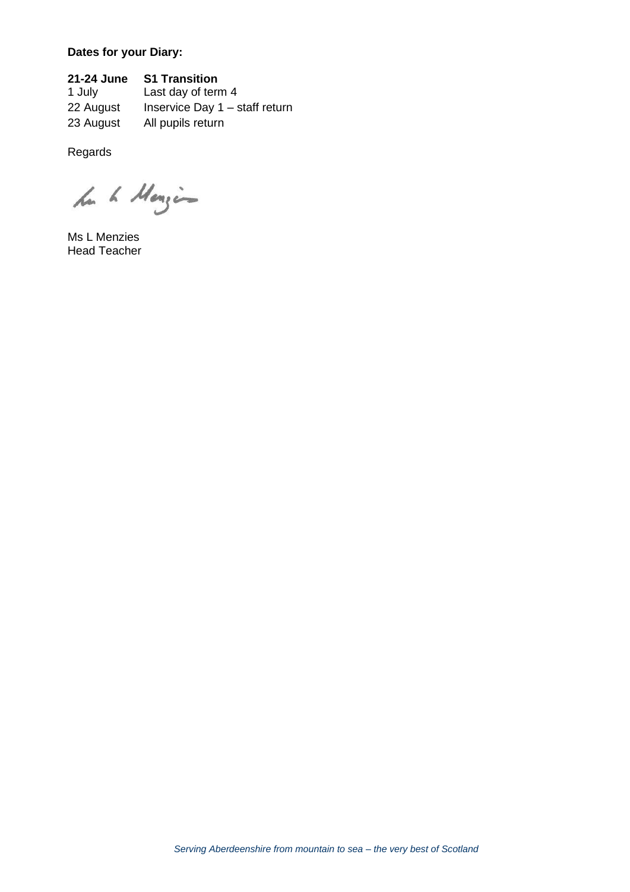**Dates for your Diary:**

| | |
|---|---|
| **21-24 June** | **S1 Transition** |
| 1 July | Last day of term 4 |
| 22 August | Inservice Day 1 – staff return |
| 23 August | All pupils return |

Regards

Ms L Menzies
Head Teacher

*Serving Aberdeenshire from mountain to sea – the very best of Scotland*